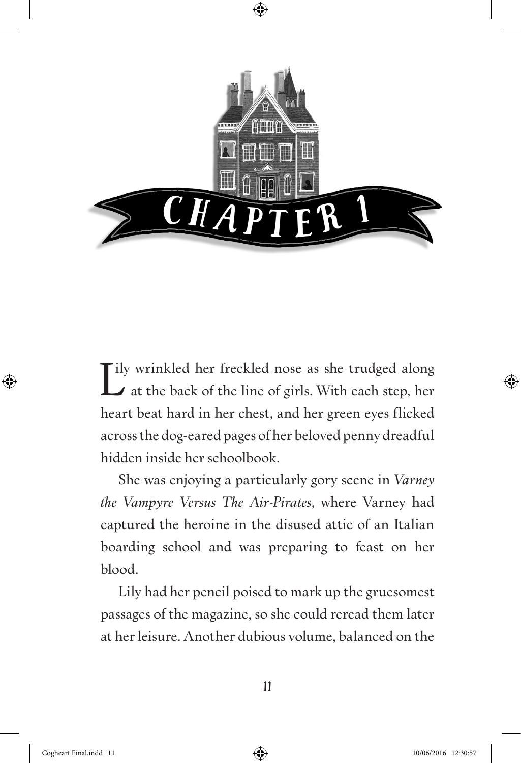# CHAPTER 1

Lily wrinkled her freckled nose as she trudged along at the back of the line of girls. With each step, her heart beat hard in her chest, and her green eyes flicked across the dog-eared pages of her beloved penny dreadful hidden inside her schoolbook.

She was enjoying a particularly gory scene in *Varney the Vampyre Versus The Air-Pirates*, where Varney had captured the heroine in the disused attic of an Italian boarding school and was preparing to feast on her blood.

Lily had her pencil poised to mark up the gruesomest passages of the magazine, so she could reread them later at her leisure. Another dubious volume, balanced on the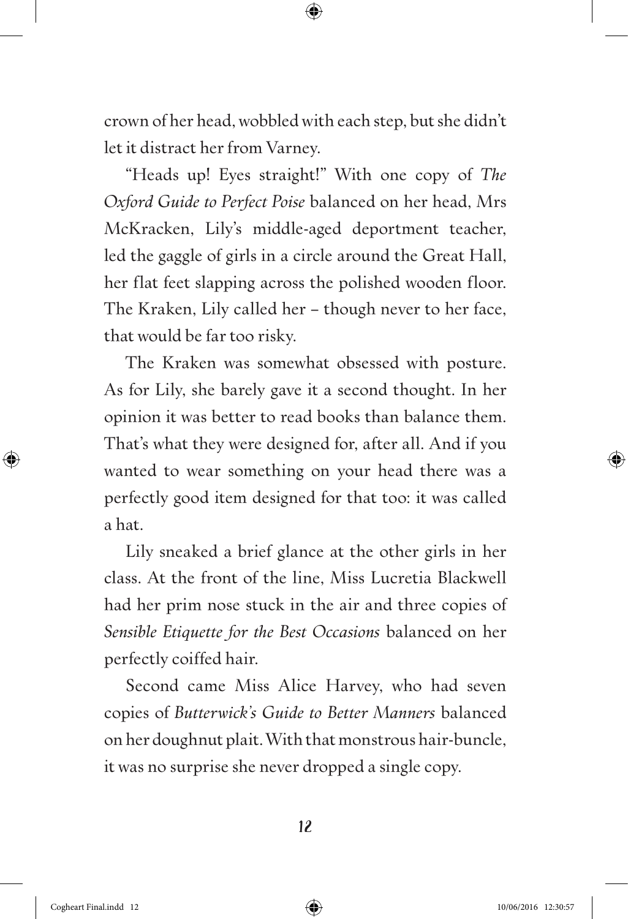crown of her head, wobbled with each step, but she didn't let it distract her from Varney.

"Heads up! Eyes straight!" With one copy of *The Oxford Guide to Perfect Poise* balanced on her head, Mrs McKracken, Lily's middle-aged deportment teacher, led the gaggle of girls in a circle around the Great Hall, her flat feet slapping across the polished wooden floor. The Kraken, Lily called her – though never to her face, that would be far too risky.

The Kraken was somewhat obsessed with posture. As for Lily, she barely gave it a second thought. In her opinion it was better to read books than balance them. That's what they were designed for, after all. And if you wanted to wear something on your head there was a perfectly good item designed for that too: it was called a hat.

Lily sneaked a brief glance at the other girls in her class. At the front of the line, Miss Lucretia Blackwell had her prim nose stuck in the air and three copies of *Sensible Etiquette for the Best Occasions* balanced on her perfectly coiffed hair.

Second came Miss Alice Harvey, who had seven copies of *Butterwick's Guide to Better Manners* balanced on her doughnut plait. With that monstrous hair-buncle, it was no surprise she never dropped a single copy.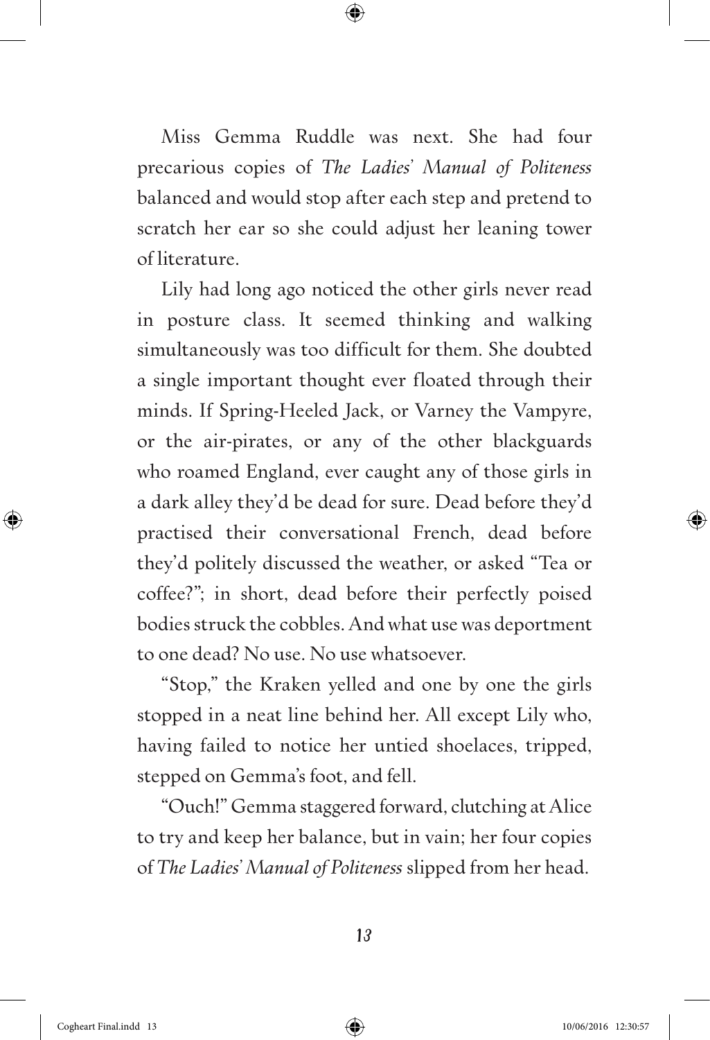Miss Gemma Ruddle was next. She had four precarious copies of *The Ladies' Manual of Politeness* balanced and would stop after each step and pretend to scratch her ear so she could adjust her leaning tower of literature.

Lily had long ago noticed the other girls never read in posture class. It seemed thinking and walking simultaneously was too difficult for them. She doubted a single important thought ever floated through their minds. If Spring-Heeled Jack, or Varney the Vampyre, or the air-pirates, or any of the other blackguards who roamed England, ever caught any of those girls in a dark alley they'd be dead for sure. Dead before they'd practised their conversational French, dead before they'd politely discussed the weather, or asked "Tea or coffee?"; in short, dead before their perfectly poised bodies struck the cobbles. And what use was deportment to one dead? No use. No use whatsoever.

"Stop," the Kraken yelled and one by one the girls stopped in a neat line behind her. All except Lily who, having failed to notice her untied shoelaces, tripped, stepped on Gemma's foot, and fell.

"Ouch!" Gemma staggered forward, clutching at Alice to try and keep her balance, but in vain; her four copies of *The Ladies' Manual of Politeness* slipped from her head.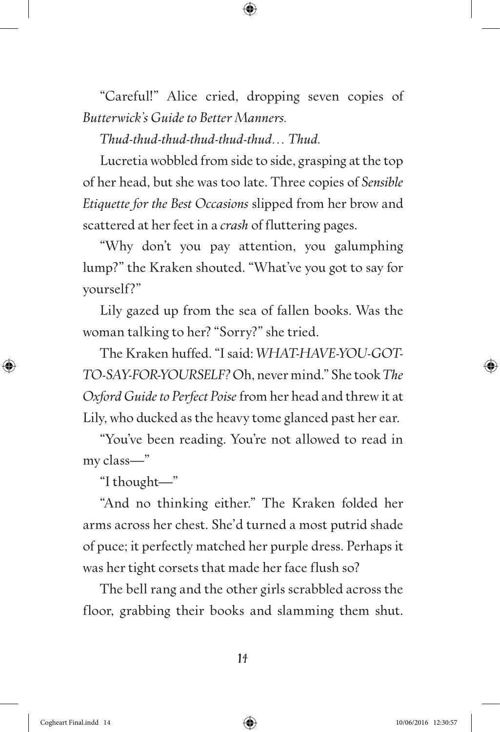"Careful!" Alice cried, dropping seven copies of *Butterwick's Guide to Better Manners.*

*Thud-thud-thud-thud-thud-thud… Thud.*

Lucretia wobbled from side to side, grasping at the top of her head, but she was too late. Three copies of *Sensible Etiquette for the Best Occasions* slipped from her brow and scattered at her feet in a *crash* of fluttering pages.

"Why don't you pay attention, you galumphing lump?" the Kraken shouted. "What've you got to say for yourself?"

Lily gazed up from the sea of fallen books. Was the woman talking to her? "Sorry?" she tried.

The Kraken huffed. "I said: *WHAT-HAVE-YOU-GOT-TO-SAY-FOR-YOURSELF?* Oh, never mind." She took *The Oxford Guide to Perfect Poise* from her head and threw it at Lily, who ducked as the heavy tome glanced past her ear.

"You've been reading. You're not allowed to read in my class—"

"I thought—"

"And no thinking either." The Kraken folded her arms across her chest. She'd turned a most putrid shade of puce; it perfectly matched her purple dress. Perhaps it was her tight corsets that made her face flush so?

The bell rang and the other girls scrabbled across the floor, grabbing their books and slamming them shut.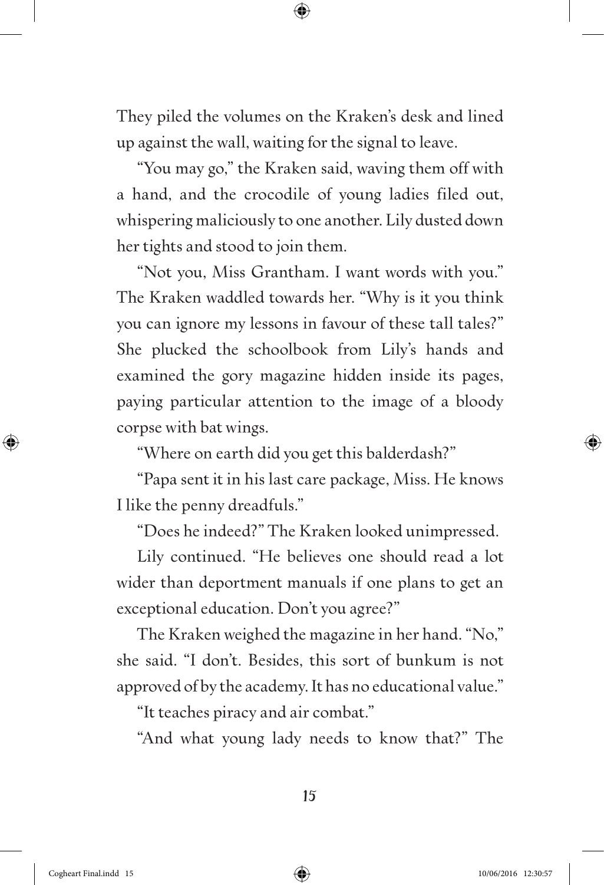They piled the volumes on the Kraken's desk and lined up against the wall, waiting for the signal to leave.

"You may go," the Kraken said, waving them off with a hand, and the crocodile of young ladies filed out, whispering maliciously to one another. Lily dusted down her tights and stood to join them.

"Not you, Miss Grantham. I want words with you." The Kraken waddled towards her. "Why is it you think you can ignore my lessons in favour of these tall tales?" She plucked the schoolbook from Lily's hands and examined the gory magazine hidden inside its pages, paying particular attention to the image of a bloody corpse with bat wings.

"Where on earth did you get this balderdash?"

"Papa sent it in his last care package, Miss. He knows I like the penny dreadfuls."

"Does he indeed?" The Kraken looked unimpressed.

Lily continued. "He believes one should read a lot wider than deportment manuals if one plans to get an exceptional education. Don't you agree?"

The Kraken weighed the magazine in her hand. "No," she said. "I don't. Besides, this sort of bunkum is not approved of by the academy. It has no educational value."

"It teaches piracy and air combat."

"And what young lady needs to know that?" The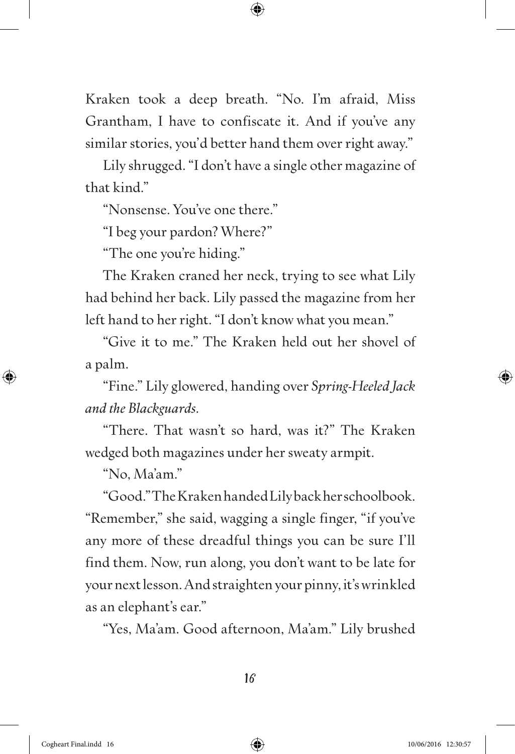Kraken took a deep breath. "No. I'm afraid, Miss Grantham, I have to confiscate it. And if you've any similar stories, you'd better hand them over right away."

Lily shrugged. "I don't have a single other magazine of that kind."

"Nonsense. You've one there."

"I beg your pardon? Where?"

"The one you're hiding."

The Kraken craned her neck, trying to see what Lily had behind her back. Lily passed the magazine from her left hand to her right. "I don't know what you mean."

"Give it to me." The Kraken held out her shovel of a palm.

"Fine." Lily glowered, handing over *Spring-Heeled Jack and the Blackguards*.

"There. That wasn't so hard, was it?" The Kraken wedged both magazines under her sweaty armpit.

"No, Ma'am."

"Good." The Kraken handed Lily back her schoolbook. "Remember," she said, wagging a single finger, "if you've any more of these dreadful things you can be sure I'll find them. Now, run along, you don't want to be late for your next lesson. And straighten your pinny, it's wrinkled as an elephant's ear."

"Yes, Ma'am. Good afternoon, Ma'am." Lily brushed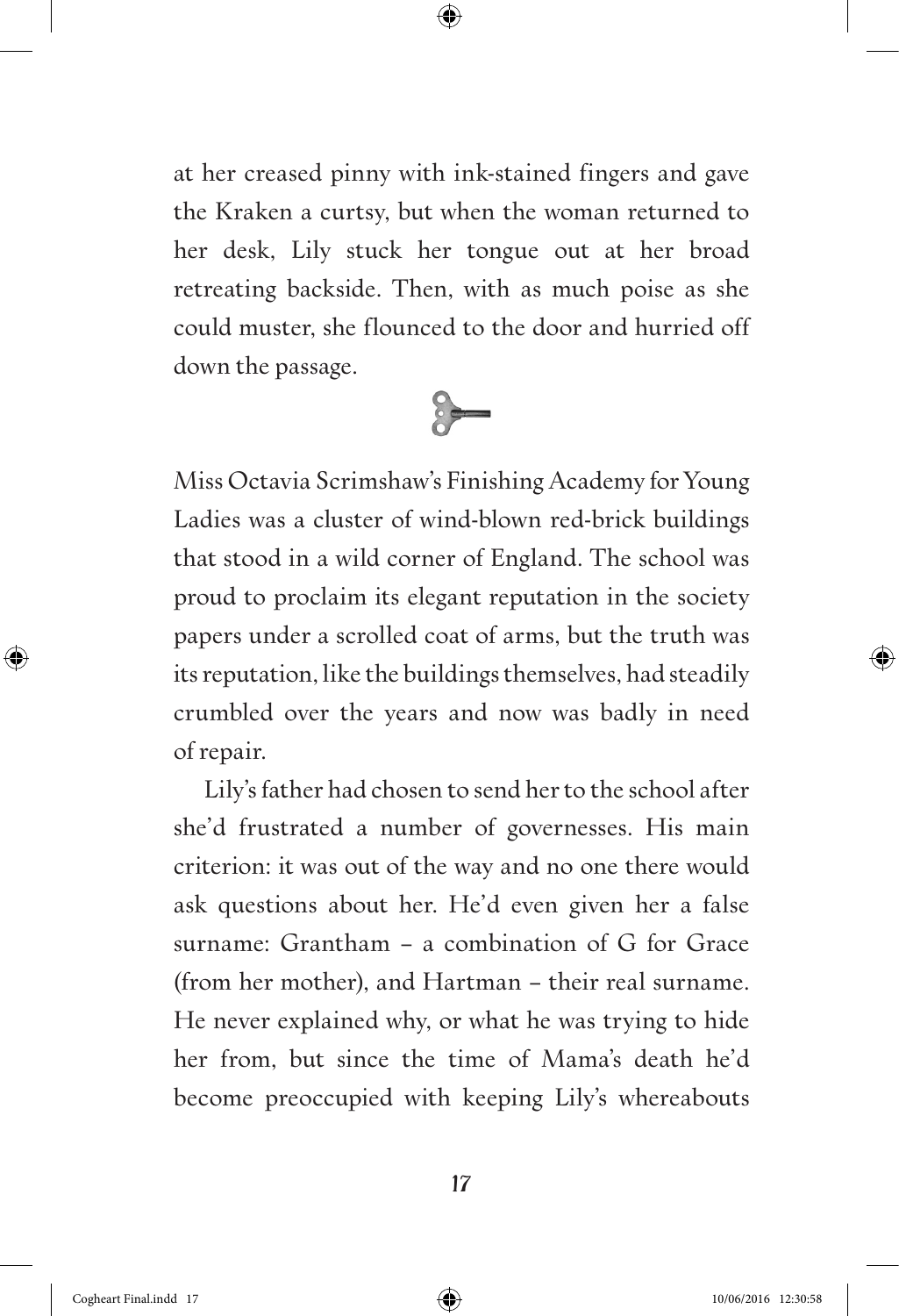at her creased pinny with ink-stained fingers and gave the Kraken a curtsy, but when the woman returned to her desk, Lily stuck her tongue out at her broad retreating backside. Then, with as much poise as she could muster, she flounced to the door and hurried off down the passage.

Miss Octavia Scrimshaw's Finishing Academy for Young Ladies was a cluster of wind-blown red-brick buildings that stood in a wild corner of England. The school was proud to proclaim its elegant reputation in the society papers under a scrolled coat of arms, but the truth was its reputation, like the buildings themselves, had steadily crumbled over the years and now was badly in need of repair.

Lily's father had chosen to send her to the school after she'd frustrated a number of governesses. His main criterion: it was out of the way and no one there would ask questions about her. He'd even given her a false surname: Grantham – a combination of G for Grace (from her mother), and Hartman – their real surname. He never explained why, or what he was trying to hide her from, but since the time of Mama's death he'd become preoccupied with keeping Lily's whereabouts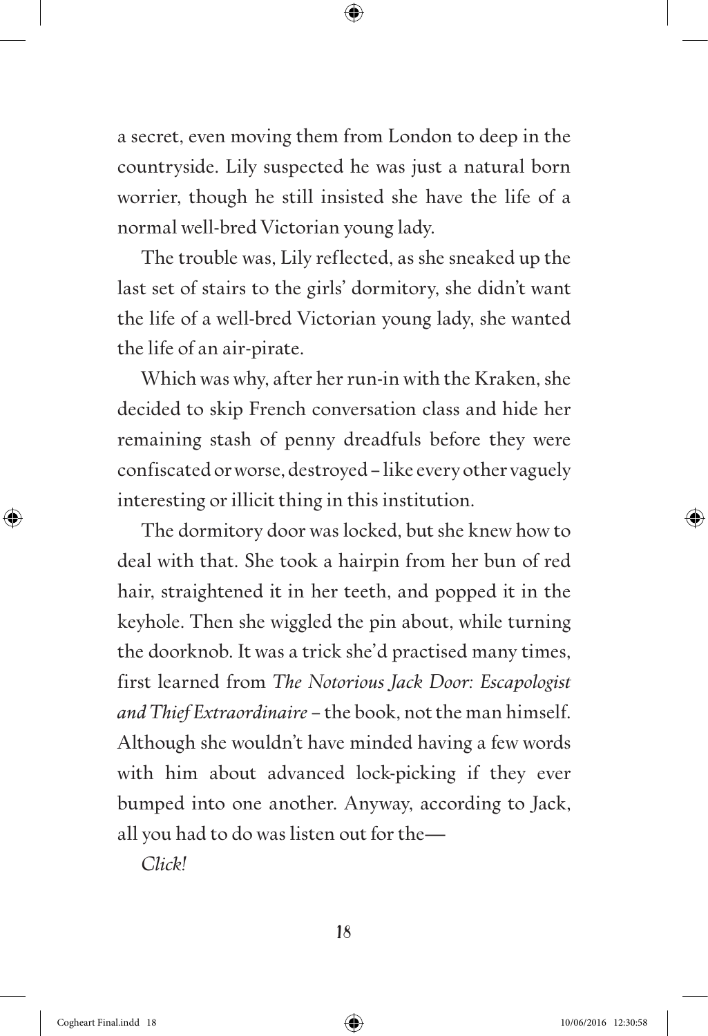a secret, even moving them from London to deep in the countryside. Lily suspected he was just a natural born worrier, though he still insisted she have the life of a normal well-bred Victorian young lady.

The trouble was, Lily reflected, as she sneaked up the last set of stairs to the girls' dormitory, she didn't want the life of a well-bred Victorian young lady, she wanted the life of an air-pirate.

Which was why, after her run-in with the Kraken, she decided to skip French conversation class and hide her remaining stash of penny dreadfuls before they were confiscated or worse, destroyed – like every other vaguely interesting or illicit thing in this institution.

The dormitory door was locked, but she knew how to deal with that. She took a hairpin from her bun of red hair, straightened it in her teeth, and popped it in the keyhole. Then she wiggled the pin about, while turning the doorknob. It was a trick she'd practised many times, first learned from *The Notorious Jack Door: Escapologist and Thief Extraordinaire* – the book, not the man himself. Although she wouldn't have minded having a few words with him about advanced lock-picking if they ever bumped into one another. Anyway, according to Jack, all you had to do was listen out for the—

*Click!*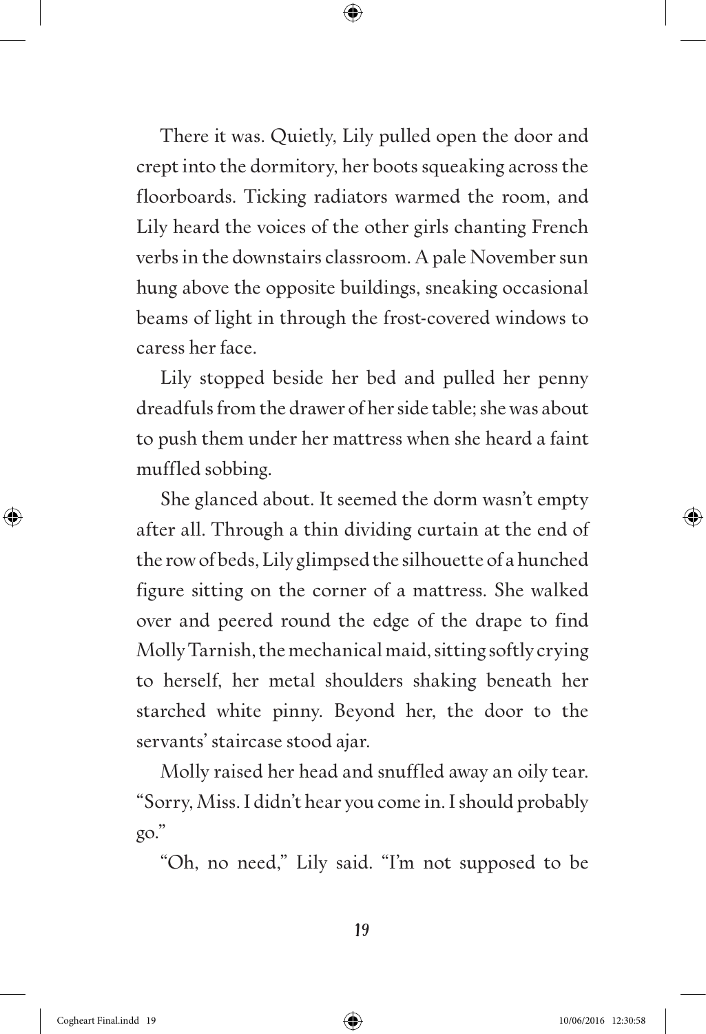There it was. Quietly, Lily pulled open the door and crept into the dormitory, her boots squeaking across the floorboards. Ticking radiators warmed the room, and Lily heard the voices of the other girls chanting French verbs in the downstairs classroom. A pale November sun hung above the opposite buildings, sneaking occasional beams of light in through the frost-covered windows to caress her face.

Lily stopped beside her bed and pulled her penny dreadfuls from the drawer of her side table; she was about to push them under her mattress when she heard a faint muffled sobbing.

She glanced about. It seemed the dorm wasn't empty after all. Through a thin dividing curtain at the end of the row of beds, Lily glimpsed the silhouette of a hunched figure sitting on the corner of a mattress. She walked over and peered round the edge of the drape to find Molly Tarnish, the mechanical maid, sitting softly crying to herself, her metal shoulders shaking beneath her starched white pinny. Beyond her, the door to the servants' staircase stood ajar.

Molly raised her head and snuffled away an oily tear. "Sorry, Miss. I didn't hear you come in. I should probably go."

"Oh, no need," Lily said. "I'm not supposed to be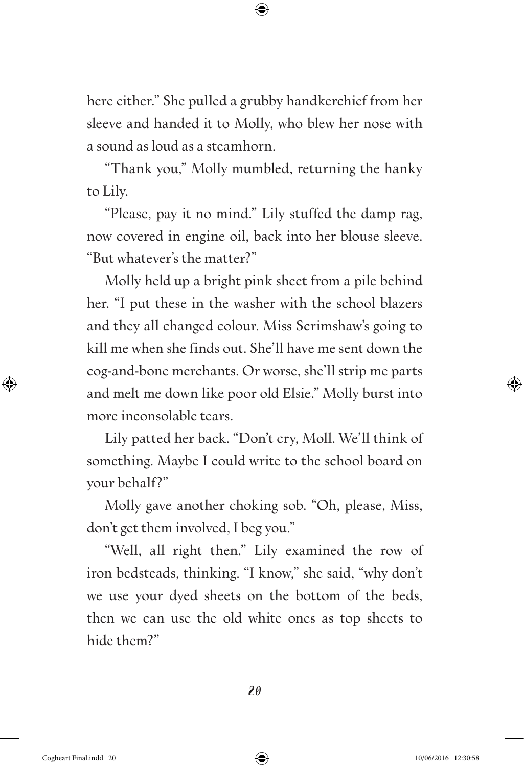here either." She pulled a grubby handkerchief from her sleeve and handed it to Molly, who blew her nose with a sound as loud as a steamhorn.

"Thank you," Molly mumbled, returning the hanky to Lily.

"Please, pay it no mind." Lily stuffed the damp rag, now covered in engine oil, back into her blouse sleeve. "But whatever's the matter?"

Molly held up a bright pink sheet from a pile behind her. "I put these in the washer with the school blazers and they all changed colour. Miss Scrimshaw's going to kill me when she finds out. She'll have me sent down the cog-and-bone merchants. Or worse, she'll strip me parts and melt me down like poor old Elsie." Molly burst into more inconsolable tears.

Lily patted her back. "Don't cry, Moll. We'll think of something. Maybe I could write to the school board on your behalf?"

Molly gave another choking sob. "Oh, please, Miss, don't get them involved, I beg you."

"Well, all right then." Lily examined the row of iron bedsteads, thinking. "I know," she said, "why don't we use your dyed sheets on the bottom of the beds, then we can use the old white ones as top sheets to hide them?"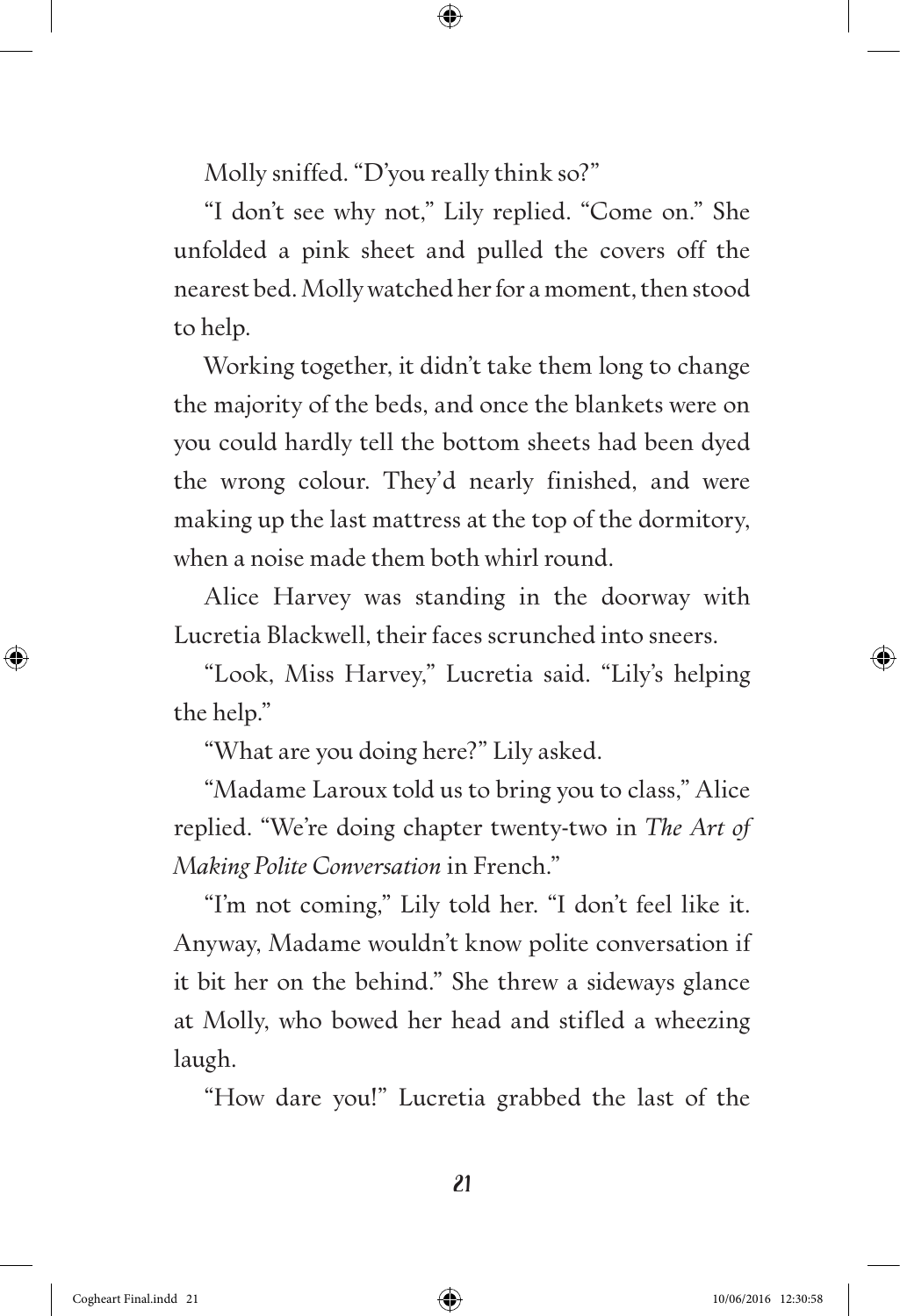Molly sniffed. "D'you really think so?"

"I don't see why not," Lily replied. "Come on." She unfolded a pink sheet and pulled the covers off the nearest bed. Molly watched her for a moment, then stood to help.

Working together, it didn't take them long to change the majority of the beds, and once the blankets were on you could hardly tell the bottom sheets had been dyed the wrong colour. They'd nearly finished, and were making up the last mattress at the top of the dormitory, when a noise made them both whirl round.

Alice Harvey was standing in the doorway with Lucretia Blackwell, their faces scrunched into sneers.

"Look, Miss Harvey," Lucretia said. "Lily's helping the help."

"What are you doing here?" Lily asked.

"Madame Laroux told us to bring you to class," Alice replied. "We're doing chapter twenty-two in *The Art of Making Polite Conversation* in French."

"I'm not coming," Lily told her. "I don't feel like it. Anyway, Madame wouldn't know polite conversation if it bit her on the behind." She threw a sideways glance at Molly, who bowed her head and stifled a wheezing laugh.

"How dare you!" Lucretia grabbed the last of the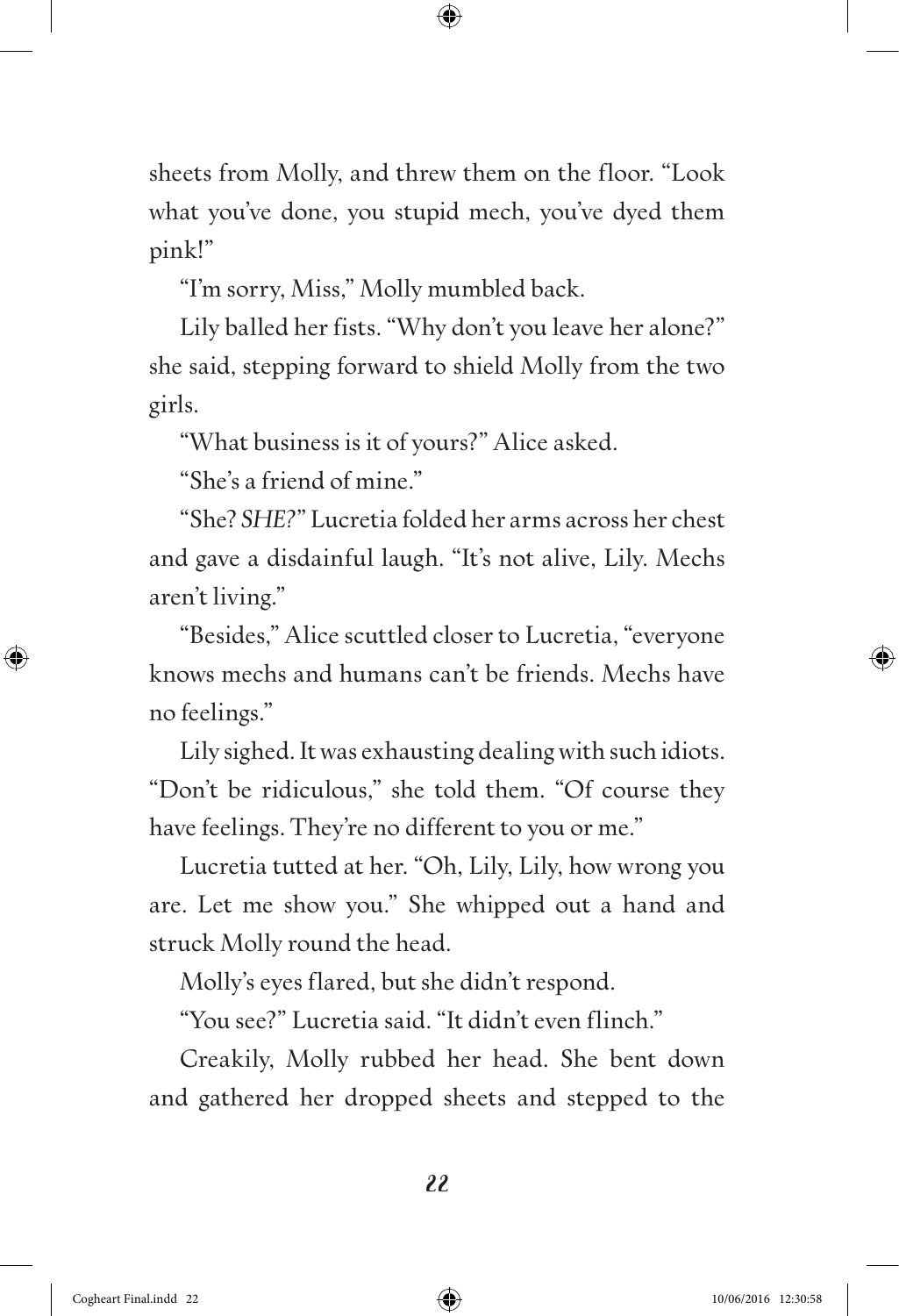sheets from Molly, and threw them on the floor. "Look what you've done, you stupid mech, you've dyed them pink!"

"I'm sorry, Miss," Molly mumbled back.

Lily balled her fists. "Why don't you leave her alone?" she said, stepping forward to shield Molly from the two girls.

"What business is it of yours?" Alice asked.

"She's a friend of mine."

"She? *SHE?*" Lucretia folded her arms across her chest and gave a disdainful laugh. "It's not alive, Lily. Mechs aren't living."

"Besides," Alice scuttled closer to Lucretia, "everyone knows mechs and humans can't be friends. Mechs have no feelings."

Lily sighed. It was exhausting dealing with such idiots. "Don't be ridiculous," she told them. "Of course they have feelings. They're no different to you or me."

Lucretia tutted at her. "Oh, Lily, Lily, how wrong you are. Let me show you." She whipped out a hand and struck Molly round the head.

Molly's eyes flared, but she didn't respond.

"You see?" Lucretia said. "It didn't even flinch."

Creakily, Molly rubbed her head. She bent down and gathered her dropped sheets and stepped to the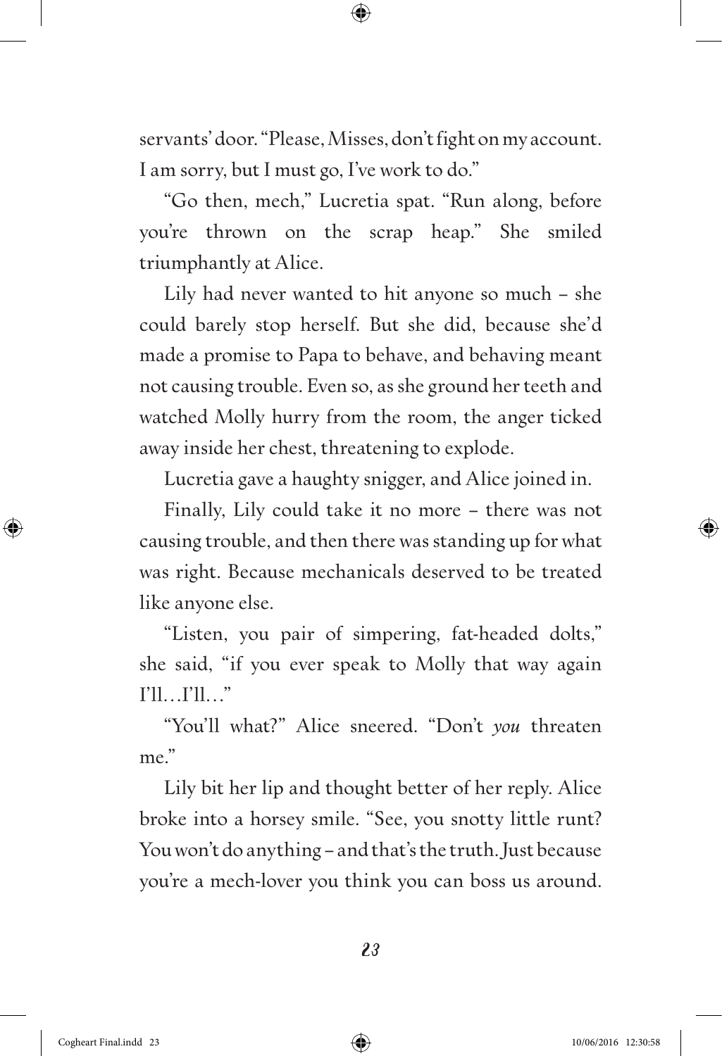servants' door. "Please, Misses, don't fight on my account. I am sorry, but I must go, I've work to do."

"Go then, mech," Lucretia spat. "Run along, before you're thrown on the scrap heap." She smiled triumphantly at Alice.

Lily had never wanted to hit anyone so much – she could barely stop herself. But she did, because she'd made a promise to Papa to behave, and behaving meant not causing trouble. Even so, as she ground her teeth and watched Molly hurry from the room, the anger ticked away inside her chest, threatening to explode.

Lucretia gave a haughty snigger, and Alice joined in.

Finally, Lily could take it no more – there was not causing trouble, and then there was standing up for what was right. Because mechanicals deserved to be treated like anyone else.

"Listen, you pair of simpering, fat-headed dolts," she said, "if you ever speak to Molly that way again I'll…I'll…"

"You'll what?" Alice sneered. "Don't *you* threaten me."

Lily bit her lip and thought better of her reply. Alice broke into a horsey smile. "See, you snotty little runt? You won't do anything – and that's the truth. Just because you're a mech-lover you think you can boss us around.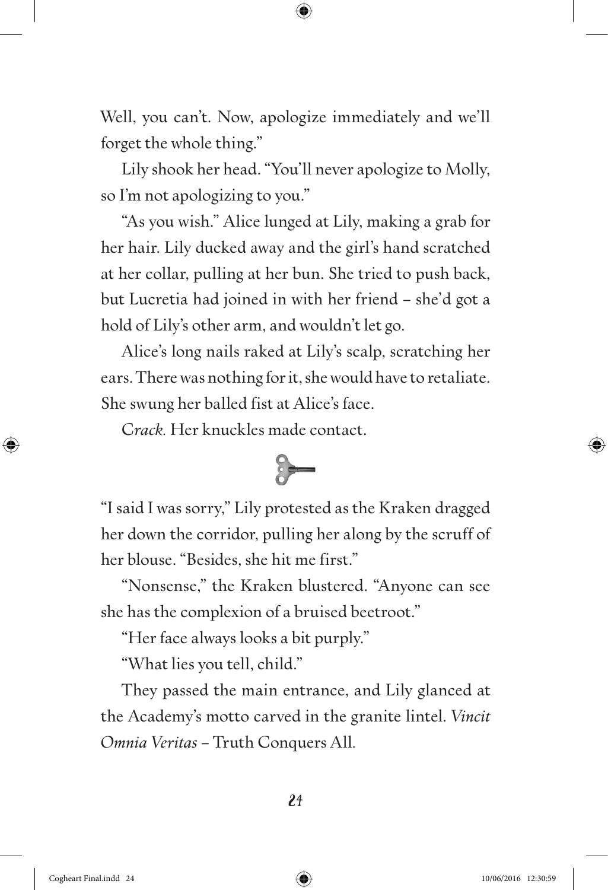Well, you can't. Now, apologize immediately and we'll forget the whole thing."

Lily shook her head. "You'll never apologize to Molly, so I'm not apologizing to you."

"As you wish." Alice lunged at Lily, making a grab for her hair. Lily ducked away and the girl's hand scratched at her collar, pulling at her bun. She tried to push back, but Lucretia had joined in with her friend – she'd got a hold of Lily's other arm, and wouldn't let go.

Alice's long nails raked at Lily's scalp, scratching her ears. There was nothing for it, she would have to retaliate. She swung her balled fist at Alice's face.

*Crack.* Her knuckles made contact.

"I said I was sorry," Lily protested as the Kraken dragged her down the corridor, pulling her along by the scruff of her blouse. "Besides, she hit me first."

"Nonsense," the Kraken blustered. "Anyone can see she has the complexion of a bruised beetroot."

"Her face always looks a bit purply."

"What lies you tell, child."

They passed the main entrance, and Lily glanced at the Academy's motto carved in the granite lintel. *Vincit Omnia Veritas* – Truth Conquers All.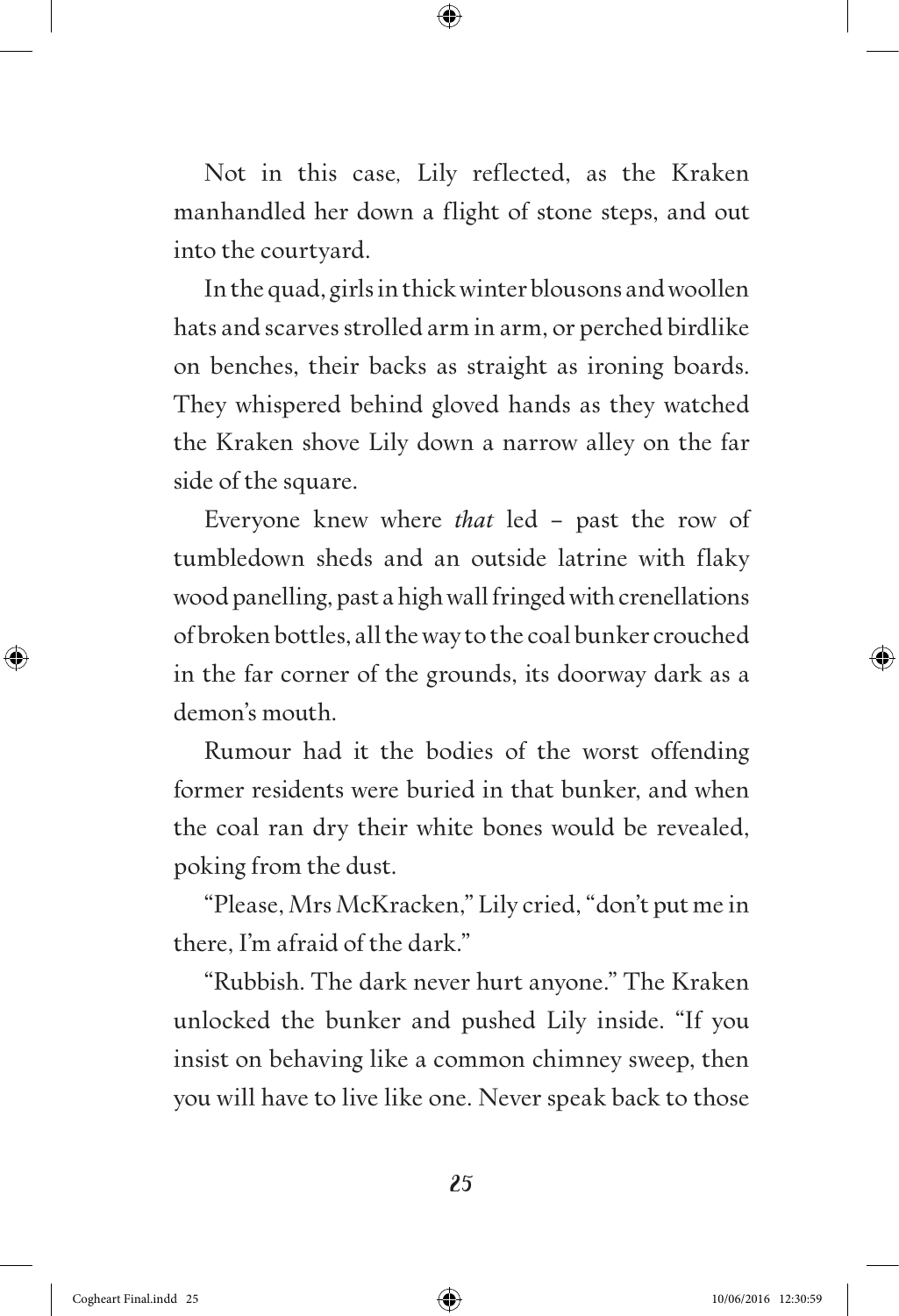Not in this case, Lily reflected, as the Kraken manhandled her down a flight of stone steps, and out into the courtyard.

In the quad, girls in thick winter blousons and woollen hats and scarves strolled arm in arm, or perched birdlike on benches, their backs as straight as ironing boards. They whispered behind gloved hands as they watched the Kraken shove Lily down a narrow alley on the far side of the square.

Everyone knew where *that* led – past the row of tumbledown sheds and an outside latrine with flaky wood panelling, past a high wall fringed with crenellations of broken bottles, all the way to the coal bunker crouched in the far corner of the grounds, its doorway dark as a demon's mouth.

Rumour had it the bodies of the worst offending former residents were buried in that bunker, and when the coal ran dry their white bones would be revealed, poking from the dust.

"Please, Mrs McKracken," Lily cried, "don't put me in there, I'm afraid of the dark."

"Rubbish. The dark never hurt anyone." The Kraken unlocked the bunker and pushed Lily inside. "If you insist on behaving like a common chimney sweep, then you will have to live like one. Never speak back to those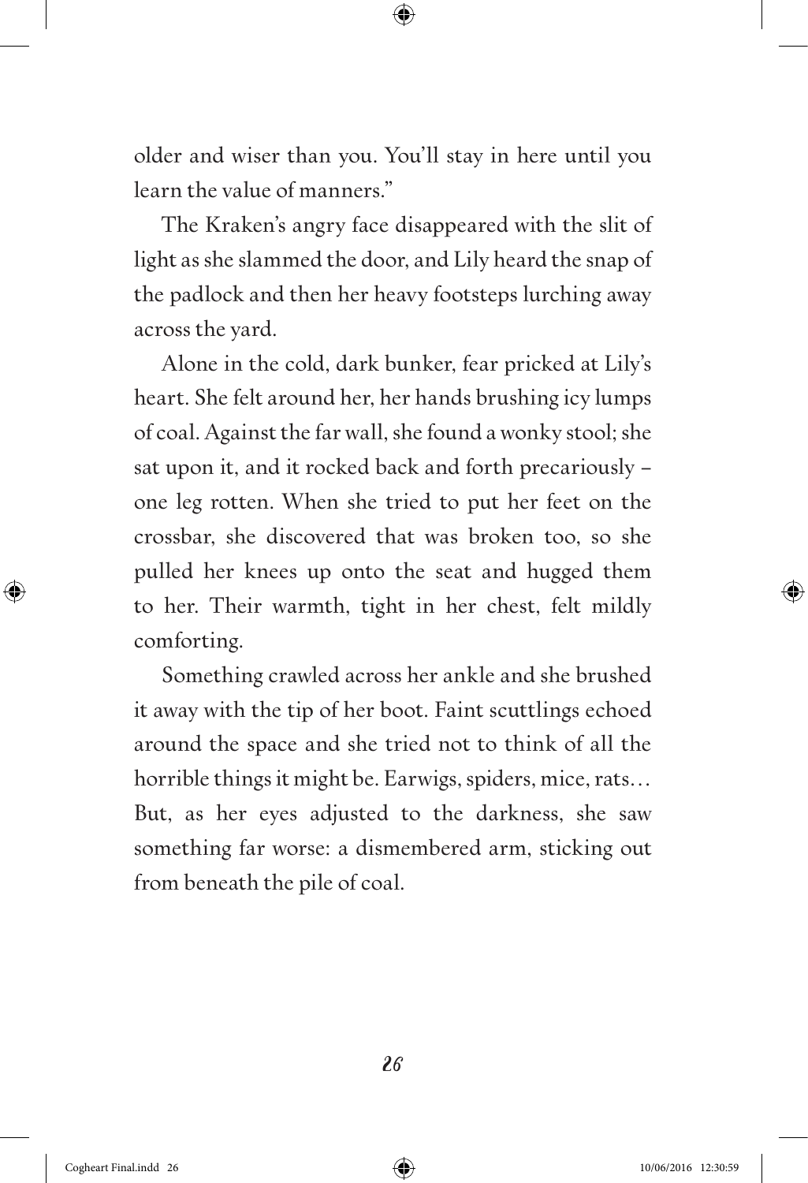older and wiser than you. You'll stay in here until you learn the value of manners."

The Kraken's angry face disappeared with the slit of light as she slammed the door, and Lily heard the snap of the padlock and then her heavy footsteps lurching away across the yard.

Alone in the cold, dark bunker, fear pricked at Lily's heart. She felt around her, her hands brushing icy lumps of coal. Against the far wall, she found a wonky stool; she sat upon it, and it rocked back and forth precariously – one leg rotten. When she tried to put her feet on the crossbar, she discovered that was broken too, so she pulled her knees up onto the seat and hugged them to her. Their warmth, tight in her chest, felt mildly comforting.

Something crawled across her ankle and she brushed it away with the tip of her boot. Faint scuttlings echoed around the space and she tried not to think of all the horrible things it might be. Earwigs, spiders, mice, rats… But, as her eyes adjusted to the darkness, she saw something far worse: a dismembered arm, sticking out from beneath the pile of coal.